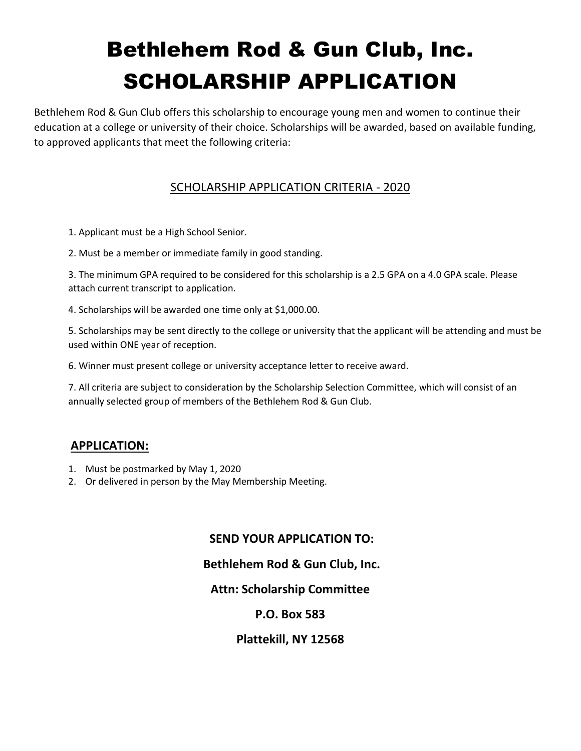# Bethlehem Rod & Gun Club, Inc.
# SCHOLARSHIP APPLICATION

Bethlehem Rod & Gun Club offers this scholarship to encourage young men and women to continue their education at a college or university of their choice. Scholarships will be awarded, based on available funding, to approved applicants that meet the following criteria:

## SCHOLARSHIP APPLICATION CRITERIA - 2020

1. Applicant must be a High School Senior.
2. Must be a member or immediate family in good standing.
3. The minimum GPA required to be considered for this scholarship is a 2.5 GPA on a 4.0 GPA scale. Please attach current transcript to application.
4. Scholarships will be awarded one time only at $1,000.00.
5. Scholarships may be sent directly to the college or university that the applicant will be attending and must be used within ONE year of reception.
6. Winner must present college or university acceptance letter to receive award.
7. All criteria are subject to consideration by the Scholarship Selection Committee, which will consist of an annually selected group of members of the Bethlehem Rod & Gun Club.

## APPLICATION:

1. Must be postmarked by May 1, 2020
2. Or delivered in person by the May Membership Meeting.

**SEND YOUR APPLICATION TO:**

**Bethlehem Rod & Gun Club, Inc.**

**Attn: Scholarship Committee**

**P.O. Box 583**

**Plattekill, NY 12568**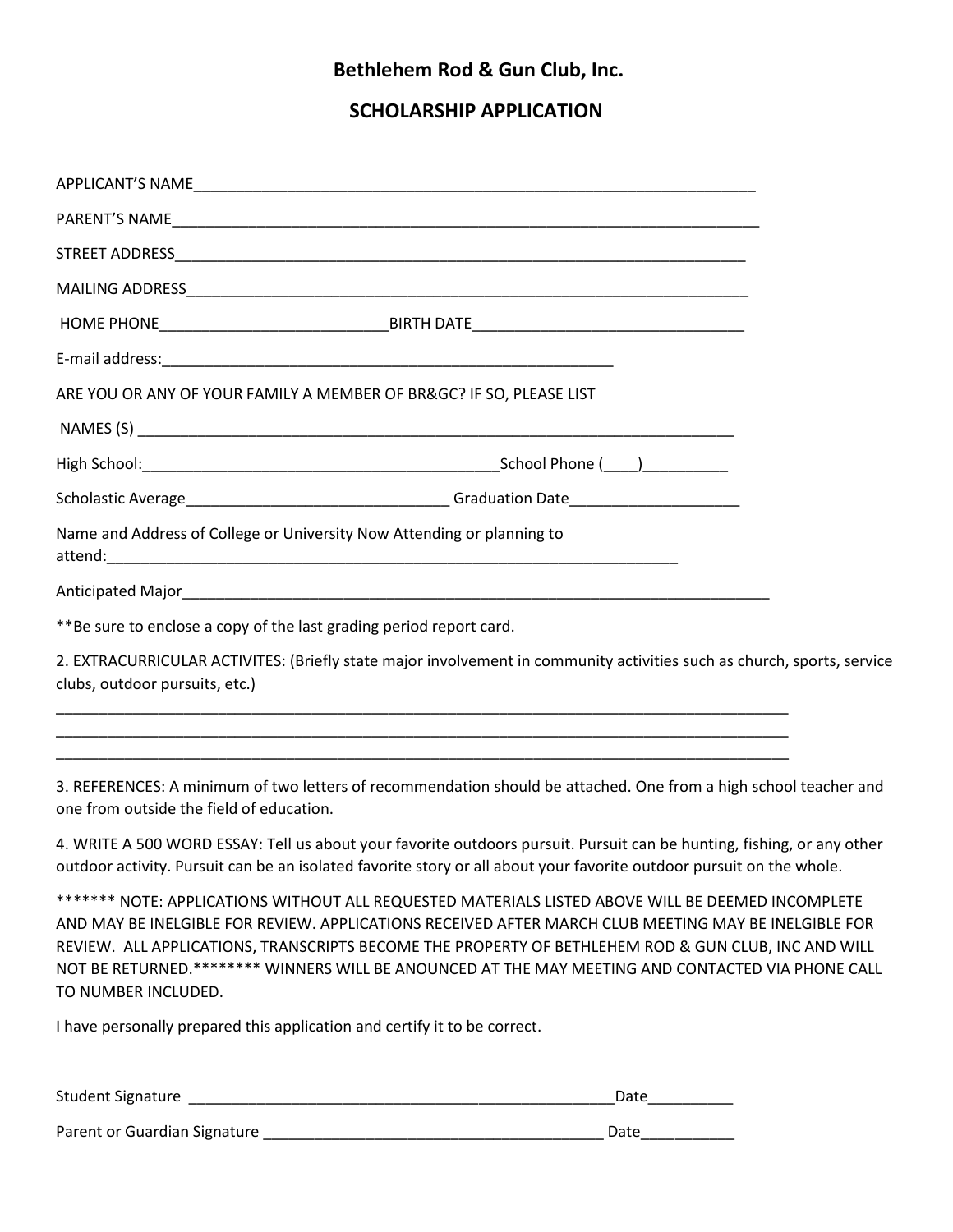# Bethlehem Rod & Gun Club, Inc.

## SCHOLARSHIP APPLICATION

APPLICANT'S NAME_____________________________________________________________________

PARENT'S NAME_______________________________________________________________________

STREET ADDRESS______________________________________________________________________

MAILING ADDRESS_____________________________________________________________________

HOME PHONE___________________________BIRTH DATE________________________________

E-mail address:______________________________________________________

ARE YOU OR ANY OF YOUR FAMILY A MEMBER OF BR&GC? IF SO, PLEASE LIST

NAMES (S) ___________________________________________________________________________

High School:__________________________________________School Phone (____)__________

Scholastic Average_______________________________ Graduation Date____________________

Name and Address of College or University Now Attending or planning to attend:______________________________________________________________________

Anticipated Major__________________________________________________________________________

**Be sure to enclose a copy of the last grading period report card.

2. EXTRACURRICULAR ACTIVITES: (Briefly state major involvement in community activities such as church, sports, service clubs, outdoor pursuits, etc.)

___________________________________________________________________________________________
___________________________________________________________________________________________
___________________________________________________________________________________________

3. REFERENCES: A minimum of two letters of recommendation should be attached. One from a high school teacher and one from outside the field of education.

4. WRITE A 500 WORD ESSAY: Tell us about your favorite outdoors pursuit. Pursuit can be hunting, fishing, or any other outdoor activity. Pursuit can be an isolated favorite story or all about your favorite outdoor pursuit on the whole.

******* NOTE: APPLICATIONS WITHOUT ALL REQUESTED MATERIALS LISTED ABOVE WILL BE DEEMED INCOMPLETE AND MAY BE INELGIBLE FOR REVIEW. APPLICATIONS RECEIVED AFTER MARCH CLUB MEETING MAY BE INELGIBLE FOR REVIEW. ALL APPLICATIONS, TRANSCRIPTS BECOME THE PROPERTY OF BETHLEHEM ROD & GUN CLUB, INC AND WILL NOT BE RETURNED.******** WINNERS WILL BE ANOUNCED AT THE MAY MEETING AND CONTACTED VIA PHONE CALL TO NUMBER INCLUDED.

I have personally prepared this application and certify it to be correct.

Student Signature ___________________________________________________Date__________

Parent or Guardian Signature ________________________________________ Date___________